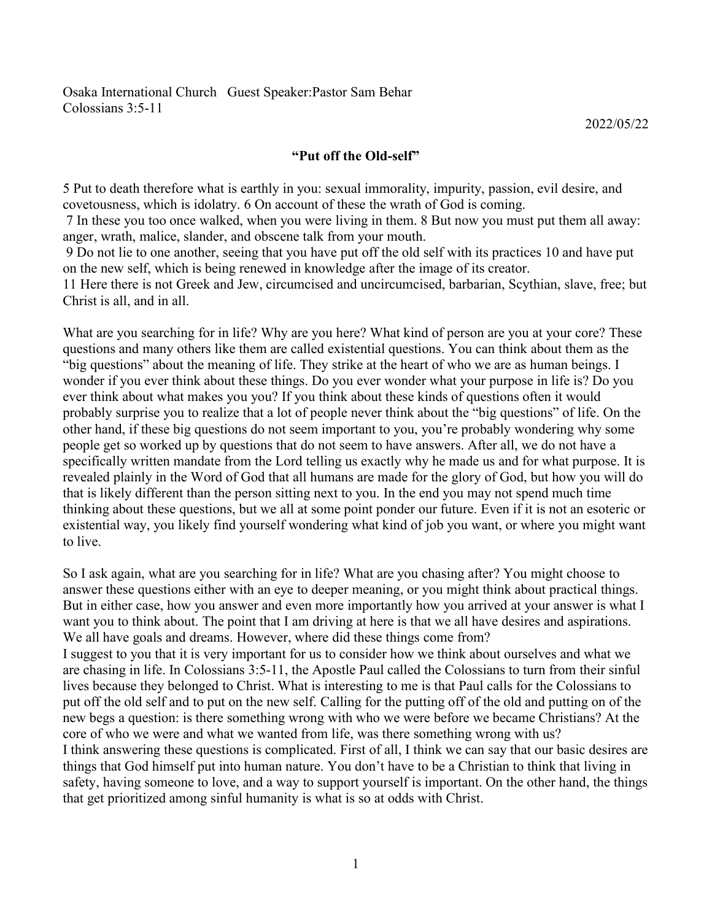Osaka International Church Guest Speaker:Pastor Sam Behar
Colossians 3:5-11

2022/05/22

**"Put off the Old-self"**

5 Put to death therefore what is earthly in you: sexual immorality, impurity, passion, evil desire, and covetousness, which is idolatry. 6 On account of these the wrath of God is coming.
7 In these you too once walked, when you were living in them. 8 But now you must put them all away: anger, wrath, malice, slander, and obscene talk from your mouth.
9 Do not lie to one another, seeing that you have put off the old self with its practices 10 and have put on the new self, which is being renewed in knowledge after the image of its creator.
11 Here there is not Greek and Jew, circumcised and uncircumcised, barbarian, Scythian, slave, free; but Christ is all, and in all.

What are you searching for in life? Why are you here? What kind of person are you at your core? These questions and many others like them are called existential questions. You can think about them as the "big questions" about the meaning of life. They strike at the heart of who we are as human beings. I wonder if you ever think about these things. Do you ever wonder what your purpose in life is? Do you ever think about what makes you you? If you think about these kinds of questions often it would probably surprise you to realize that a lot of people never think about the "big questions" of life. On the other hand, if these big questions do not seem important to you, you're probably wondering why some people get so worked up by questions that do not seem to have answers. After all, we do not have a specifically written mandate from the Lord telling us exactly why he made us and for what purpose. It is revealed plainly in the Word of God that all humans are made for the glory of God, but how you will do that is likely different than the person sitting next to you. In the end you may not spend much time thinking about these questions, but we all at some point ponder our future. Even if it is not an esoteric or existential way, you likely find yourself wondering what kind of job you want, or where you might want to live.

So I ask again, what are you searching for in life? What are you chasing after? You might choose to answer these questions either with an eye to deeper meaning, or you might think about practical things. But in either case, how you answer and even more importantly how you arrived at your answer is what I want you to think about. The point that I am driving at here is that we all have desires and aspirations. We all have goals and dreams. However, where did these things come from?

I suggest to you that it is very important for us to consider how we think about ourselves and what we are chasing in life. In Colossians 3:5-11, the Apostle Paul called the Colossians to turn from their sinful lives because they belonged to Christ. What is interesting to me is that Paul calls for the Colossians to put off the old self and to put on the new self. Calling for the putting off of the old and putting on of the new begs a question: is there something wrong with who we were before we became Christians? At the core of who we were and what we wanted from life, was there something wrong with us?

I think answering these questions is complicated. First of all, I think we can say that our basic desires are things that God himself put into human nature. You don't have to be a Christian to think that living in safety, having someone to love, and a way to support yourself is important. On the other hand, the things that get prioritized among sinful humanity is what is so at odds with Christ.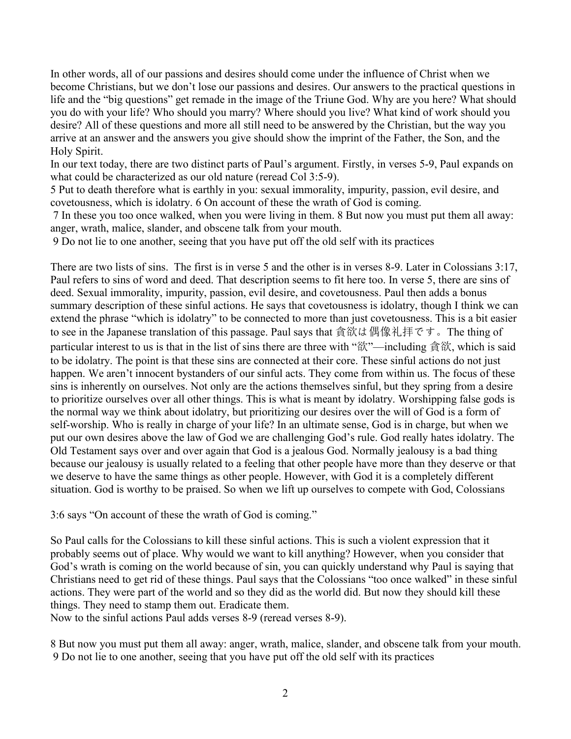In other words, all of our passions and desires should come under the influence of Christ when we become Christians, but we don't lose our passions and desires. Our answers to the practical questions in life and the "big questions" get remade in the image of the Triune God. Why are you here? What should you do with your life? Who should you marry? Where should you live? What kind of work should you desire? All of these questions and more all still need to be answered by the Christian, but the way you arrive at an answer and the answers you give should show the imprint of the Father, the Son, and the Holy Spirit.

In our text today, there are two distinct parts of Paul's argument. Firstly, in verses 5-9, Paul expands on what could be characterized as our old nature (reread Col 3:5-9).

5 Put to death therefore what is earthly in you: sexual immorality, impurity, passion, evil desire, and covetousness, which is idolatry. 6 On account of these the wrath of God is coming.

7 In these you too once walked, when you were living in them. 8 But now you must put them all away: anger, wrath, malice, slander, and obscene talk from your mouth.

9 Do not lie to one another, seeing that you have put off the old self with its practices

There are two lists of sins. The first is in verse 5 and the other is in verses 8-9. Later in Colossians 3:17, Paul refers to sins of word and deed. That description seems to fit here too. In verse 5, there are sins of deed. Sexual immorality, impurity, passion, evil desire, and covetousness. Paul then adds a bonus summary description of these sinful actions. He says that covetousness is idolatry, though I think we can extend the phrase "which is idolatry" to be connected to more than just covetousness. This is a bit easier to see in the Japanese translation of this passage. Paul says that 貪欲は偶像礼拝です。The thing of particular interest to us is that in the list of sins there are three with "欲"—including 貪欲, which is said to be idolatry. The point is that these sins are connected at their core. These sinful actions do not just happen. We aren't innocent bystanders of our sinful acts. They come from within us. The focus of these sins is inherently on ourselves. Not only are the actions themselves sinful, but they spring from a desire to prioritize ourselves over all other things. This is what is meant by idolatry. Worshipping false gods is the normal way we think about idolatry, but prioritizing our desires over the will of God is a form of self-worship. Who is really in charge of your life? In an ultimate sense, God is in charge, but when we put our own desires above the law of God we are challenging God's rule. God really hates idolatry. The Old Testament says over and over again that God is a jealous God. Normally jealousy is a bad thing because our jealousy is usually related to a feeling that other people have more than they deserve or that we deserve to have the same things as other people. However, with God it is a completely different situation. God is worthy to be praised. So when we lift up ourselves to compete with God, Colossians 3:6 says "On account of these the wrath of God is coming."

So Paul calls for the Colossians to kill these sinful actions. This is such a violent expression that it probably seems out of place. Why would we want to kill anything? However, when you consider that God's wrath is coming on the world because of sin, you can quickly understand why Paul is saying that Christians need to get rid of these things. Paul says that the Colossians "too once walked" in these sinful actions. They were part of the world and so they did as the world did. But now they should kill these things. They need to stamp them out. Eradicate them.

Now to the sinful actions Paul adds verses 8-9 (reread verses 8-9).

8 But now you must put them all away: anger, wrath, malice, slander, and obscene talk from your mouth.

9 Do not lie to one another, seeing that you have put off the old self with its practices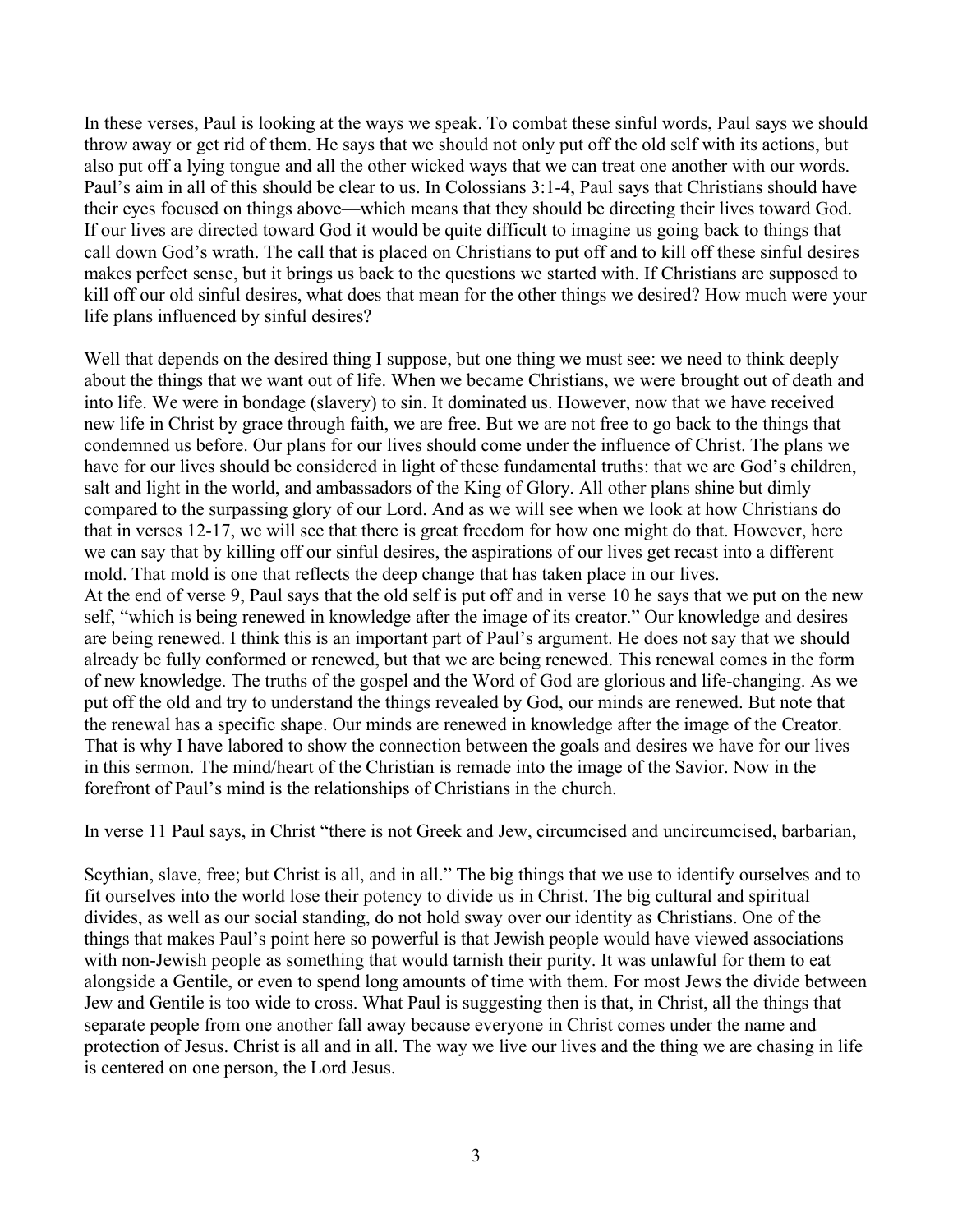In these verses, Paul is looking at the ways we speak. To combat these sinful words, Paul says we should throw away or get rid of them. He says that we should not only put off the old self with its actions, but also put off a lying tongue and all the other wicked ways that we can treat one another with our words. Paul's aim in all of this should be clear to us. In Colossians 3:1-4, Paul says that Christians should have their eyes focused on things above—which means that they should be directing their lives toward God. If our lives are directed toward God it would be quite difficult to imagine us going back to things that call down God's wrath. The call that is placed on Christians to put off and to kill off these sinful desires makes perfect sense, but it brings us back to the questions we started with. If Christians are supposed to kill off our old sinful desires, what does that mean for the other things we desired? How much were your life plans influenced by sinful desires?

Well that depends on the desired thing I suppose, but one thing we must see: we need to think deeply about the things that we want out of life. When we became Christians, we were brought out of death and into life. We were in bondage (slavery) to sin. It dominated us. However, now that we have received new life in Christ by grace through faith, we are free. But we are not free to go back to the things that condemned us before. Our plans for our lives should come under the influence of Christ. The plans we have for our lives should be considered in light of these fundamental truths: that we are God's children, salt and light in the world, and ambassadors of the King of Glory. All other plans shine but dimly compared to the surpassing glory of our Lord. And as we will see when we look at how Christians do that in verses 12-17, we will see that there is great freedom for how one might do that. However, here we can say that by killing off our sinful desires, the aspirations of our lives get recast into a different mold. That mold is one that reflects the deep change that has taken place in our lives.
At the end of verse 9, Paul says that the old self is put off and in verse 10 he says that we put on the new self, "which is being renewed in knowledge after the image of its creator." Our knowledge and desires are being renewed. I think this is an important part of Paul's argument. He does not say that we should already be fully conformed or renewed, but that we are being renewed. This renewal comes in the form of new knowledge. The truths of the gospel and the Word of God are glorious and life-changing. As we put off the old and try to understand the things revealed by God, our minds are renewed. But note that the renewal has a specific shape. Our minds are renewed in knowledge after the image of the Creator. That is why I have labored to show the connection between the goals and desires we have for our lives in this sermon. The mind/heart of the Christian is remade into the image of the Savior. Now in the forefront of Paul's mind is the relationships of Christians in the church.

In verse 11 Paul says, in Christ "there is not Greek and Jew, circumcised and uncircumcised, barbarian, Scythian, slave, free; but Christ is all, and in all." The big things that we use to identify ourselves and to fit ourselves into the world lose their potency to divide us in Christ. The big cultural and spiritual divides, as well as our social standing, do not hold sway over our identity as Christians. One of the things that makes Paul's point here so powerful is that Jewish people would have viewed associations with non-Jewish people as something that would tarnish their purity. It was unlawful for them to eat alongside a Gentile, or even to spend long amounts of time with them. For most Jews the divide between Jew and Gentile is too wide to cross. What Paul is suggesting then is that, in Christ, all the things that separate people from one another fall away because everyone in Christ comes under the name and protection of Jesus. Christ is all and in all. The way we live our lives and the thing we are chasing in life is centered on one person, the Lord Jesus.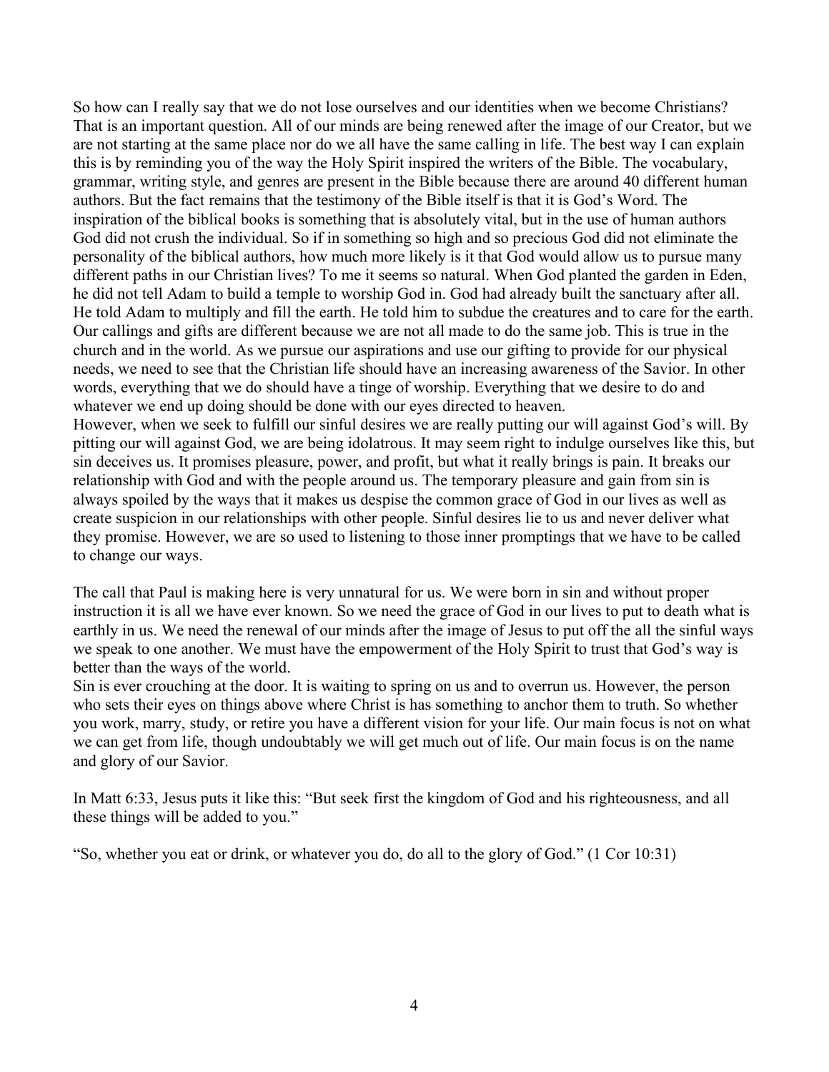So how can I really say that we do not lose ourselves and our identities when we become Christians? That is an important question. All of our minds are being renewed after the image of our Creator, but we are not starting at the same place nor do we all have the same calling in life. The best way I can explain this is by reminding you of the way the Holy Spirit inspired the writers of the Bible. The vocabulary, grammar, writing style, and genres are present in the Bible because there are around 40 different human authors. But the fact remains that the testimony of the Bible itself is that it is God's Word. The inspiration of the biblical books is something that is absolutely vital, but in the use of human authors God did not crush the individual. So if in something so high and so precious God did not eliminate the personality of the biblical authors, how much more likely is it that God would allow us to pursue many different paths in our Christian lives? To me it seems so natural. When God planted the garden in Eden, he did not tell Adam to build a temple to worship God in. God had already built the sanctuary after all. He told Adam to multiply and fill the earth. He told him to subdue the creatures and to care for the earth. Our callings and gifts are different because we are not all made to do the same job. This is true in the church and in the world. As we pursue our aspirations and use our gifting to provide for our physical needs, we need to see that the Christian life should have an increasing awareness of the Savior. In other words, everything that we do should have a tinge of worship. Everything that we desire to do and whatever we end up doing should be done with our eyes directed to heaven.

However, when we seek to fulfill our sinful desires we are really putting our will against God's will. By pitting our will against God, we are being idolatrous. It may seem right to indulge ourselves like this, but sin deceives us. It promises pleasure, power, and profit, but what it really brings is pain. It breaks our relationship with God and with the people around us. The temporary pleasure and gain from sin is always spoiled by the ways that it makes us despise the common grace of God in our lives as well as create suspicion in our relationships with other people. Sinful desires lie to us and never deliver what they promise. However, we are so used to listening to those inner promptings that we have to be called to change our ways.

The call that Paul is making here is very unnatural for us. We were born in sin and without proper instruction it is all we have ever known. So we need the grace of God in our lives to put to death what is earthly in us. We need the renewal of our minds after the image of Jesus to put off the all the sinful ways we speak to one another. We must have the empowerment of the Holy Spirit to trust that God's way is better than the ways of the world.

Sin is ever crouching at the door. It is waiting to spring on us and to overrun us. However, the person who sets their eyes on things above where Christ is has something to anchor them to truth. So whether you work, marry, study, or retire you have a different vision for your life. Our main focus is not on what we can get from life, though undoubtably we will get much out of life. Our main focus is on the name and glory of our Savior.

In Matt 6:33, Jesus puts it like this: "But seek first the kingdom of God and his righteousness, and all these things will be added to you."

"So, whether you eat or drink, or whatever you do, do all to the glory of God." (1 Cor 10:31)